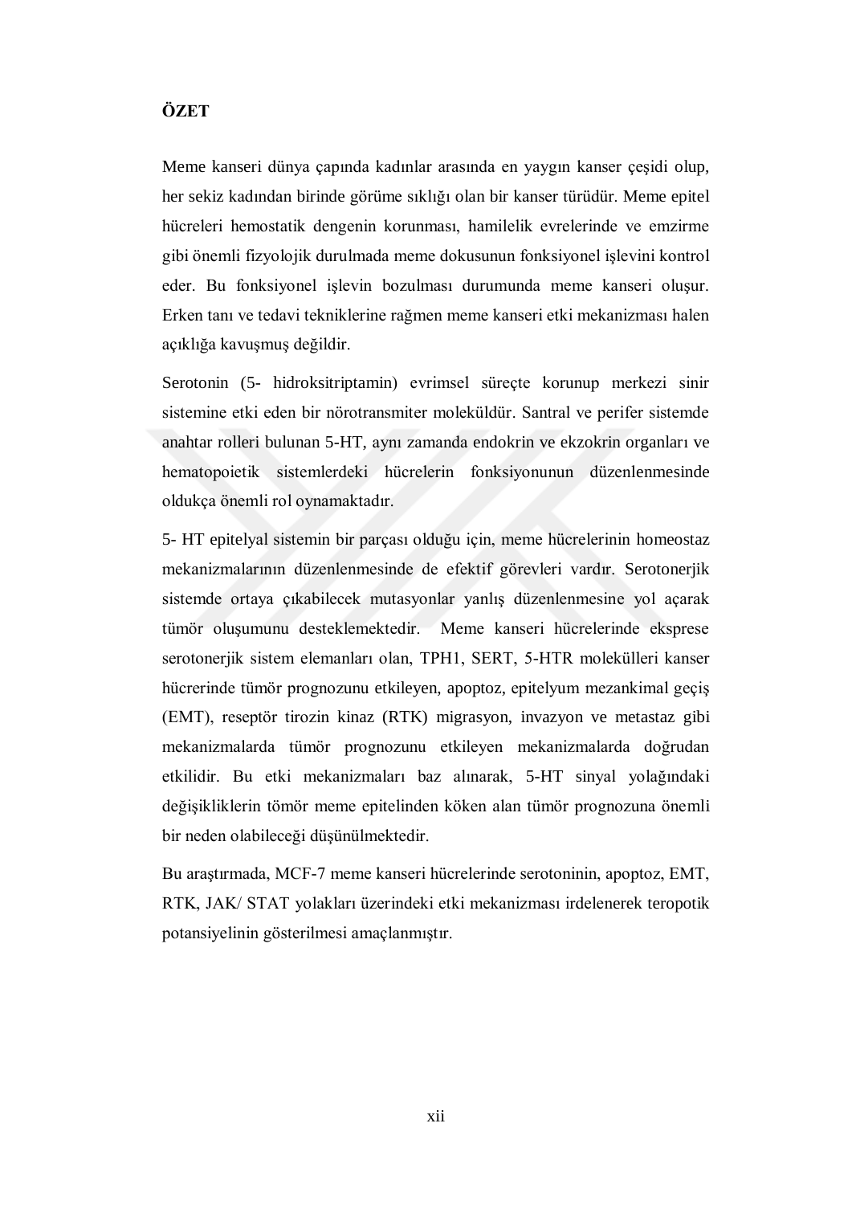## ÖZET

Meme kanseri dünya çapında kadınlar arasında en yaygın kanser çeşidi olup, her sekiz kadından birinde görüme sıklığı olan bir kanser türüdür. Meme epitel hücreleri hemostatik dengenin korunması, hamilelik evrelerinde ve emzirme gibi önemli fizyolojik durulmada meme dokusunun fonksiyonel işlevini kontrol eder. Bu fonksiyonel işlevin bozulması durumunda meme kanseri oluşur. Erken tanı ve tedavi tekniklerine rağmen meme kanseri etki mekanizması halen açıklığa kavuşmuş değildir.

Serotonin (5- hidroksitriptamin) evrimsel süreçte korunup merkezi sinir sistemine etki eden bir nörotransmiter moleküldür. Santral ve perifer sistemde anahtar rolleri bulunan 5-HT, aynı zamanda endokrin ve ekzokrin organları ve hematopoietik sistemlerdeki hücrelerin fonksiyonunun düzenlenmesinde oldukça önemli rol oynamaktadır.

5- HT epitelyal sistemin bir parçası olduğu için, meme hücrelerinin homeostaz mekanizmalarının düzenlenmesinde de efektif görevleri vardır. Serotonerjik sistemde ortaya çıkabilecek mutasyonlar yanlış düzenlenmesine yol açarak tümör oluşumunu desteklemektedir. Meme kanseri hücrelerinde eksprese serotonerjik sistem elemanları olan, TPH1, SERT, 5-HTR molekülleri kanser hücrerinde tümör prognozunu etkileyen, apoptoz, epitelyum mezankimal geçiş (EMT), reseptör tirozin kinaz (RTK) migrasyon, invazyon ve metastaz gibi mekanizmalarda tümör prognozunu etkileyen mekanizmalarda doğrudan etkilidir. Bu etki mekanizmaları baz alınarak, 5-HT sinyal yolağındaki değişikliklerin tömör meme epitelinden köken alan tümör prognozuna önemli bir neden olabileceği düşünülmektedir.

Bu araştırmada, MCF-7 meme kanseri hücrelerinde serotoninin, apoptoz, EMT, RTK, JAK/ STAT yolakları üzerindeki etki mekanizması irdelenerek teropotik potansiyelinin gösterilmesi amaçlanmıştır.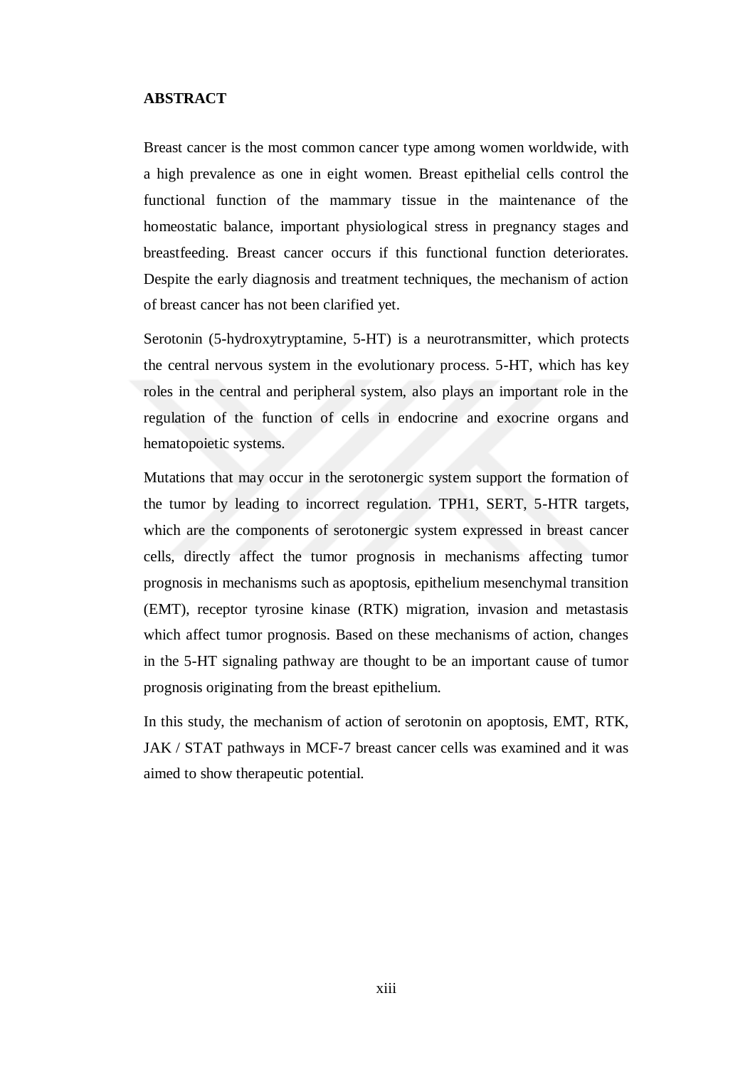## ABSTRACT

Breast cancer is the most common cancer type among women worldwide, with a high prevalence as one in eight women. Breast epithelial cells control the functional function of the mammary tissue in the maintenance of the homeostatic balance, important physiological stress in pregnancy stages and breastfeeding. Breast cancer occurs if this functional function deteriorates. Despite the early diagnosis and treatment techniques, the mechanism of action of breast cancer has not been clarified yet.

Serotonin (5-hydroxytryptamine, 5-HT) is a neurotransmitter, which protects the central nervous system in the evolutionary process. 5-HT, which has key roles in the central and peripheral system, also plays an important role in the regulation of the function of cells in endocrine and exocrine organs and hematopoietic systems.

Mutations that may occur in the serotonergic system support the formation of the tumor by leading to incorrect regulation. TPH1, SERT, 5-HTR targets, which are the components of serotonergic system expressed in breast cancer cells, directly affect the tumor prognosis in mechanisms affecting tumor prognosis in mechanisms such as apoptosis, epithelium mesenchymal transition (EMT), receptor tyrosine kinase (RTK) migration, invasion and metastasis which affect tumor prognosis. Based on these mechanisms of action, changes in the 5-HT signaling pathway are thought to be an important cause of tumor prognosis originating from the breast epithelium.

In this study, the mechanism of action of serotonin on apoptosis, EMT, RTK, JAK / STAT pathways in MCF-7 breast cancer cells was examined and it was aimed to show therapeutic potential.